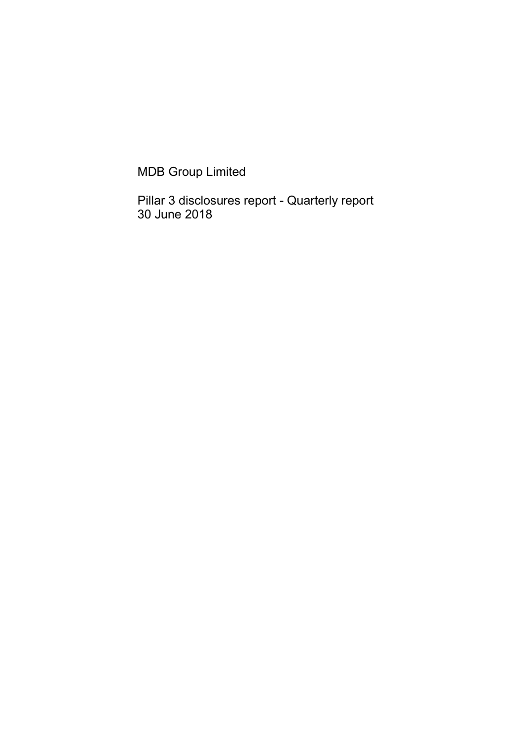# MDB Group Limited

## Pillar 3 disclosures report - Quarterly report
30 June 2018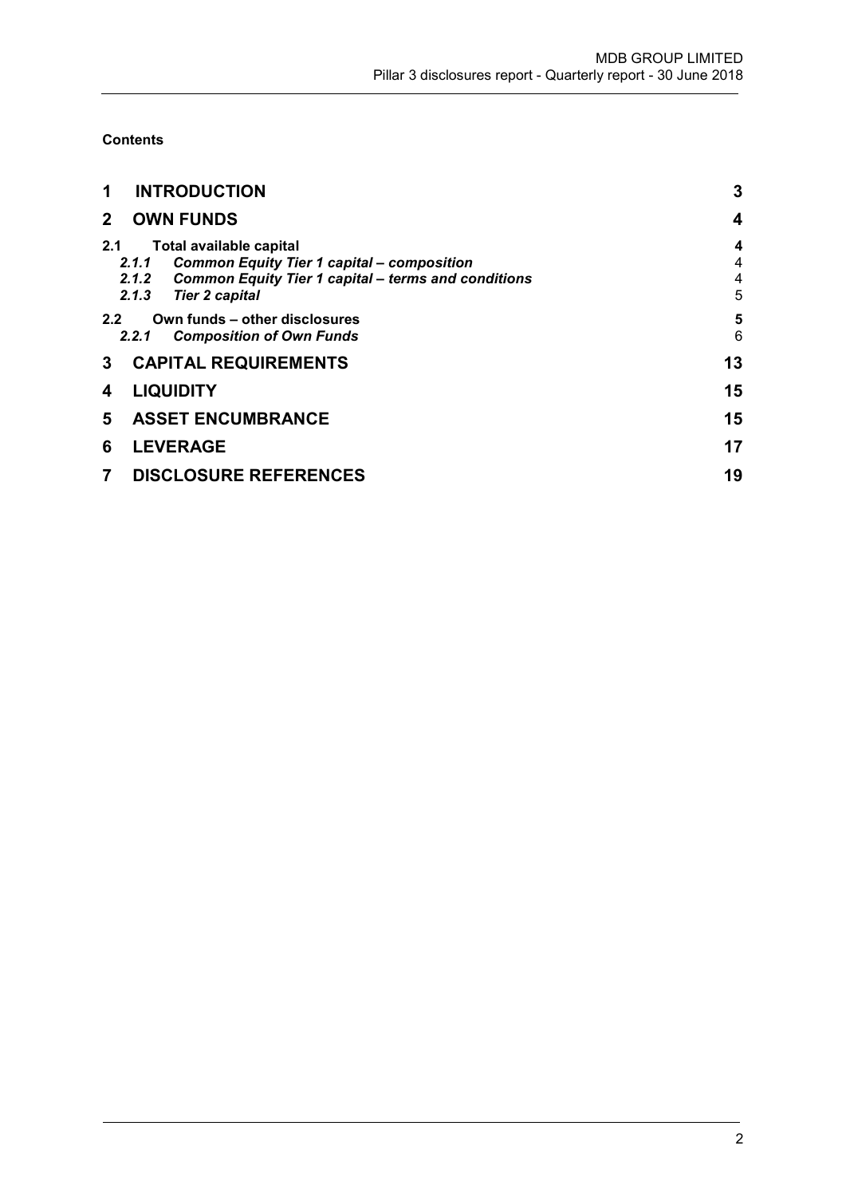**Contents**

| | | |
|---|---|---|
| **1** | **INTRODUCTION** | **3** |
| **2** | **OWN FUNDS** | **4** |
| **2.1** | **Total available capital** | **4** |
| *2.1.1* | ***Common Equity Tier 1 capital – composition*** | 4 |
| *2.1.2* | ***Common Equity Tier 1 capital – terms and conditions*** | 4 |
| *2.1.3* | ***Tier 2 capital*** | 5 |
| **2.2** | **Own funds – other disclosures** | **5** |
| *2.2.1* | ***Composition of Own Funds*** | 6 |
| **3** | **CAPITAL REQUIREMENTS** | **13** |
| **4** | **LIQUIDITY** | **15** |
| **5** | **ASSET ENCUMBRANCE** | **15** |
| **6** | **LEVERAGE** | **17** |
| **7** | **DISCLOSURE REFERENCES** | **19** |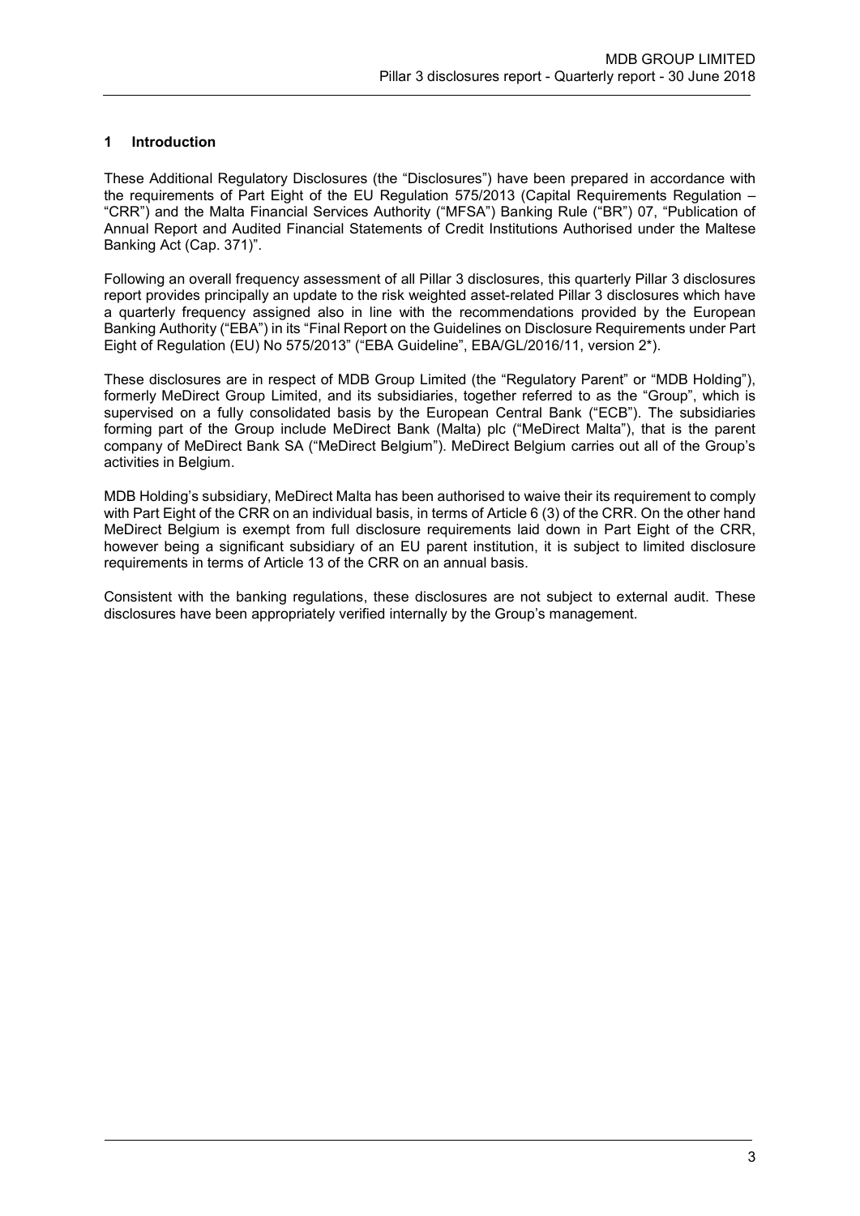# 1 Introduction

These Additional Regulatory Disclosures (the "Disclosures") have been prepared in accordance with the requirements of Part Eight of the EU Regulation 575/2013 (Capital Requirements Regulation – "CRR") and the Malta Financial Services Authority ("MFSA") Banking Rule ("BR") 07, "Publication of Annual Report and Audited Financial Statements of Credit Institutions Authorised under the Maltese Banking Act (Cap. 371)".

Following an overall frequency assessment of all Pillar 3 disclosures, this quarterly Pillar 3 disclosures report provides principally an update to the risk weighted asset-related Pillar 3 disclosures which have a quarterly frequency assigned also in line with the recommendations provided by the European Banking Authority ("EBA") in its "Final Report on the Guidelines on Disclosure Requirements under Part Eight of Regulation (EU) No 575/2013" ("EBA Guideline", EBA/GL/2016/11, version 2*).

These disclosures are in respect of MDB Group Limited (the "Regulatory Parent" or "MDB Holding"), formerly MeDirect Group Limited, and its subsidiaries, together referred to as the "Group", which is supervised on a fully consolidated basis by the European Central Bank ("ECB"). The subsidiaries forming part of the Group include MeDirect Bank (Malta) plc ("MeDirect Malta"), that is the parent company of MeDirect Bank SA ("MeDirect Belgium"). MeDirect Belgium carries out all of the Group's activities in Belgium.

MDB Holding's subsidiary, MeDirect Malta has been authorised to waive their its requirement to comply with Part Eight of the CRR on an individual basis, in terms of Article 6 (3) of the CRR. On the other hand MeDirect Belgium is exempt from full disclosure requirements laid down in Part Eight of the CRR, however being a significant subsidiary of an EU parent institution, it is subject to limited disclosure requirements in terms of Article 13 of the CRR on an annual basis.

Consistent with the banking regulations, these disclosures are not subject to external audit. These disclosures have been appropriately verified internally by the Group's management.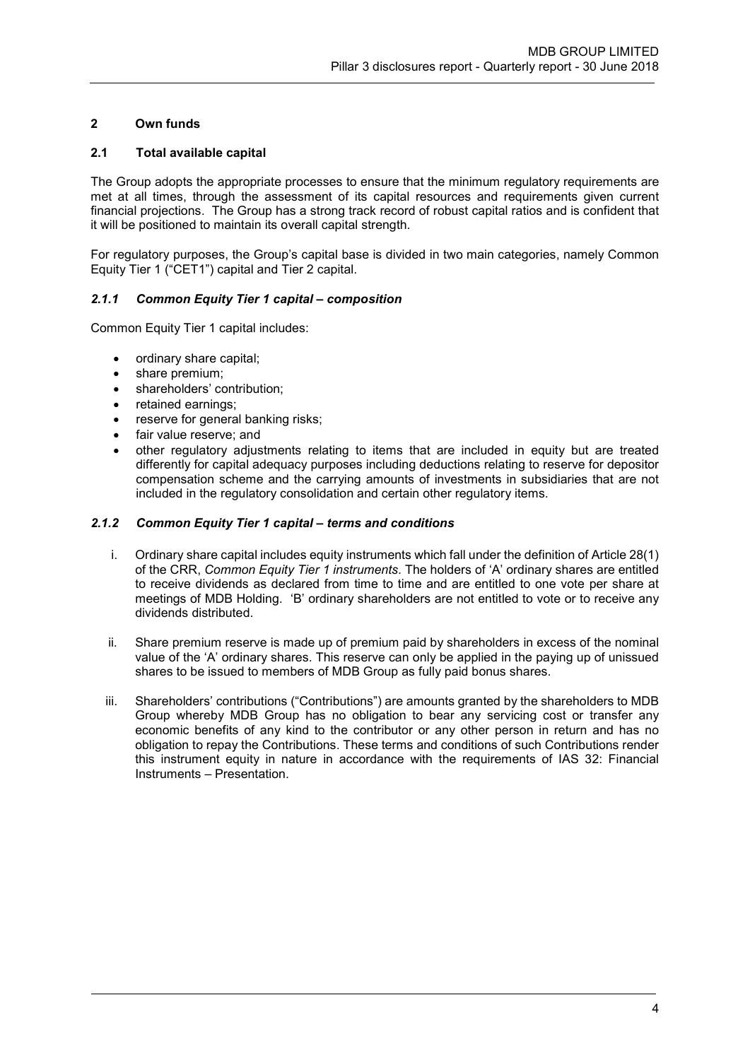## 2 Own funds

### 2.1 Total available capital

The Group adopts the appropriate processes to ensure that the minimum regulatory requirements are met at all times, through the assessment of its capital resources and requirements given current financial projections. The Group has a strong track record of robust capital ratios and is confident that it will be positioned to maintain its overall capital strength.

For regulatory purposes, the Group's capital base is divided in two main categories, namely Common Equity Tier 1 ("CET1") capital and Tier 2 capital.

#### *2.1.1 Common Equity Tier 1 capital – composition*

Common Equity Tier 1 capital includes:

- ordinary share capital;
- share premium;
- shareholders' contribution;
- retained earnings;
- reserve for general banking risks;
- fair value reserve; and
- other regulatory adjustments relating to items that are included in equity but are treated differently for capital adequacy purposes including deductions relating to reserve for depositor compensation scheme and the carrying amounts of investments in subsidiaries that are not included in the regulatory consolidation and certain other regulatory items.

#### *2.1.2 Common Equity Tier 1 capital – terms and conditions*

i. Ordinary share capital includes equity instruments which fall under the definition of Article 28(1) of the CRR, *Common Equity Tier 1 instruments*. The holders of 'A' ordinary shares are entitled to receive dividends as declared from time to time and are entitled to one vote per share at meetings of MDB Holding. 'B' ordinary shareholders are not entitled to vote or to receive any dividends distributed.

ii. Share premium reserve is made up of premium paid by shareholders in excess of the nominal value of the 'A' ordinary shares. This reserve can only be applied in the paying up of unissued shares to be issued to members of MDB Group as fully paid bonus shares.

iii. Shareholders' contributions ("Contributions") are amounts granted by the shareholders to MDB Group whereby MDB Group has no obligation to bear any servicing cost or transfer any economic benefits of any kind to the contributor or any other person in return and has no obligation to repay the Contributions. These terms and conditions of such Contributions render this instrument equity in nature in accordance with the requirements of IAS 32: Financial Instruments – Presentation.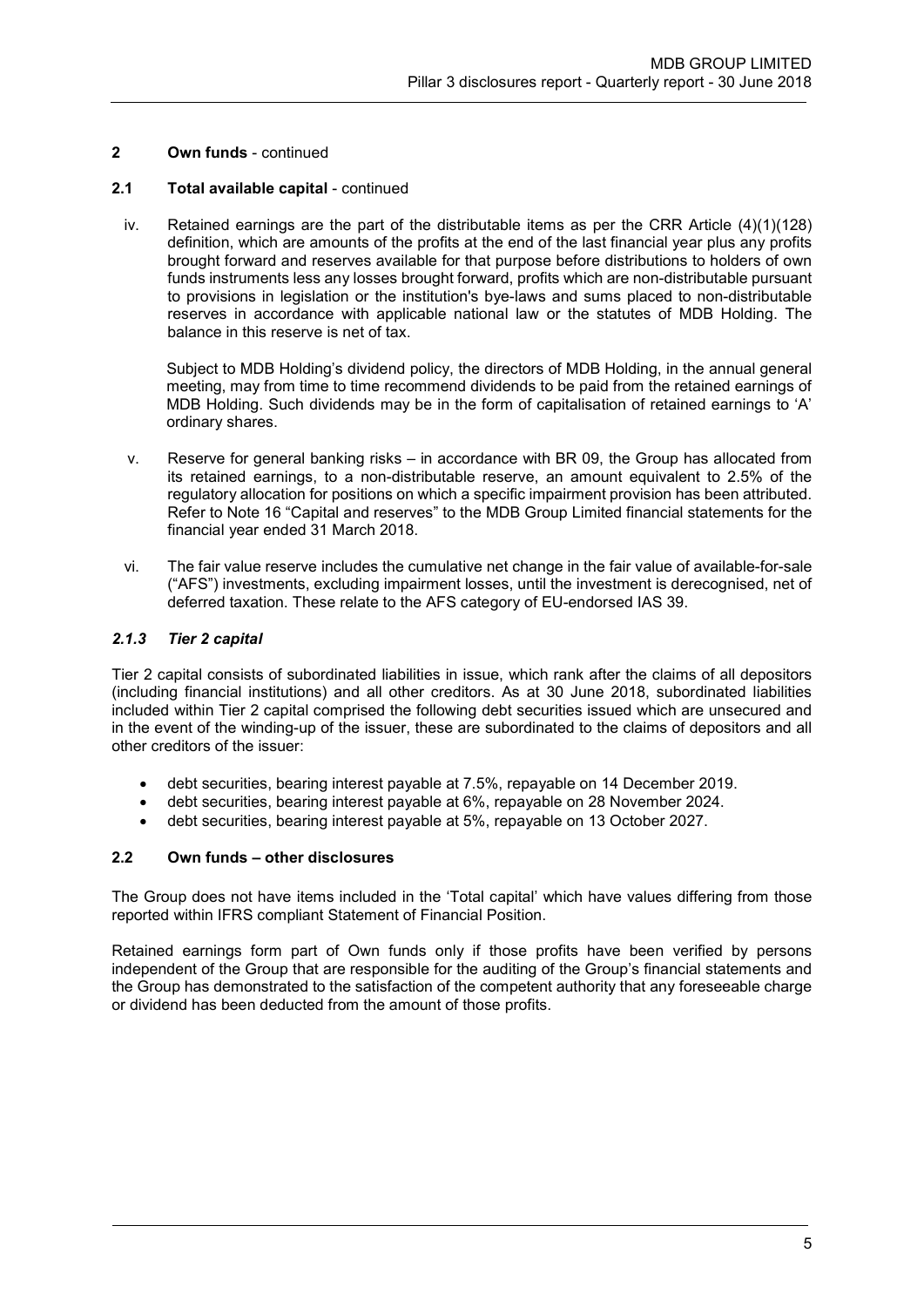## 2 Own funds - continued

### 2.1 Total available capital - continued

iv. Retained earnings are the part of the distributable items as per the CRR Article (4)(1)(128) definition, which are amounts of the profits at the end of the last financial year plus any profits brought forward and reserves available for that purpose before distributions to holders of own funds instruments less any losses brought forward, profits which are non-distributable pursuant to provisions in legislation or the institution's bye-laws and sums placed to non-distributable reserves in accordance with applicable national law or the statutes of MDB Holding. The balance in this reserve is net of tax.

Subject to MDB Holding's dividend policy, the directors of MDB Holding, in the annual general meeting, may from time to time recommend dividends to be paid from the retained earnings of MDB Holding. Such dividends may be in the form of capitalisation of retained earnings to 'A' ordinary shares.

v. Reserve for general banking risks – in accordance with BR 09, the Group has allocated from its retained earnings, to a non-distributable reserve, an amount equivalent to 2.5% of the regulatory allocation for positions on which a specific impairment provision has been attributed. Refer to Note 16 "Capital and reserves" to the MDB Group Limited financial statements for the financial year ended 31 March 2018.

vi. The fair value reserve includes the cumulative net change in the fair value of available-for-sale ("AFS") investments, excluding impairment losses, until the investment is derecognised, net of deferred taxation. These relate to the AFS category of EU-endorsed IAS 39.

#### *2.1.3 Tier 2 capital*

Tier 2 capital consists of subordinated liabilities in issue, which rank after the claims of all depositors (including financial institutions) and all other creditors. As at 30 June 2018, subordinated liabilities included within Tier 2 capital comprised the following debt securities issued which are unsecured and in the event of the winding-up of the issuer, these are subordinated to the claims of depositors and all other creditors of the issuer:

- debt securities, bearing interest payable at 7.5%, repayable on 14 December 2019.
- debt securities, bearing interest payable at 6%, repayable on 28 November 2024.
- debt securities, bearing interest payable at 5%, repayable on 13 October 2027.

### 2.2 Own funds – other disclosures

The Group does not have items included in the 'Total capital' which have values differing from those reported within IFRS compliant Statement of Financial Position.

Retained earnings form part of Own funds only if those profits have been verified by persons independent of the Group that are responsible for the auditing of the Group's financial statements and the Group has demonstrated to the satisfaction of the competent authority that any foreseeable charge or dividend has been deducted from the amount of those profits.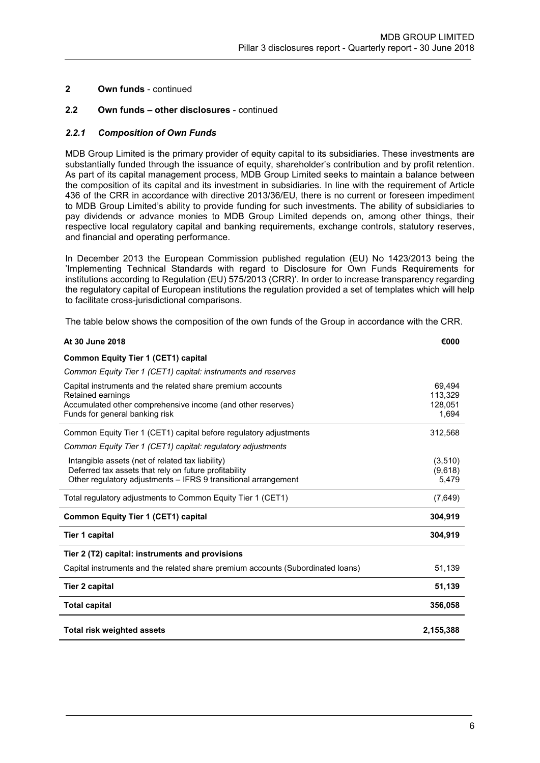## 2 Own funds - continued

### 2.2 Own funds – other disclosures - continued

#### *2.2.1 Composition of Own Funds*

MDB Group Limited is the primary provider of equity capital to its subsidiaries. These investments are substantially funded through the issuance of equity, shareholder's contribution and by profit retention. As part of its capital management process, MDB Group Limited seeks to maintain a balance between the composition of its capital and its investment in subsidiaries. In line with the requirement of Article 436 of the CRR in accordance with directive 2013/36/EU, there is no current or foreseen impediment to MDB Group Limited's ability to provide funding for such investments. The ability of subsidiaries to pay dividends or advance monies to MDB Group Limited depends on, among other things, their respective local regulatory capital and banking requirements, exchange controls, statutory reserves, and financial and operating performance.

In December 2013 the European Commission published regulation (EU) No 1423/2013 being the 'Implementing Technical Standards with regard to Disclosure for Own Funds Requirements for institutions according to Regulation (EU) 575/2013 (CRR)'. In order to increase transparency regarding the regulatory capital of European institutions the regulation provided a set of templates which will help to facilitate cross-jurisdictional comparisons.

The table below shows the composition of the own funds of the Group in accordance with the CRR.

| **At 30 June 2018** | **€000** |
|---|---|
| **Common Equity Tier 1 (CET1) capital** | |
| *Common Equity Tier 1 (CET1) capital: instruments and reserves* | |
| Capital instruments and the related share premium accounts | 69,494 |
| Retained earnings | 113,329 |
| Accumulated other comprehensive income (and other reserves) | 128,051 |
| Funds for general banking risk | 1,694 |
| Common Equity Tier 1 (CET1) capital before regulatory adjustments | 312,568 |
| *Common Equity Tier 1 (CET1) capital: regulatory adjustments* | |
| Intangible assets (net of related tax liability) | (3,510) |
| Deferred tax assets that rely on future profitability | (9,618) |
| Other regulatory adjustments – IFRS 9 transitional arrangement | 5,479 |
| Total regulatory adjustments to Common Equity Tier 1 (CET1) | (7,649) |
| **Common Equity Tier 1 (CET1) capital** | **304,919** |
| **Tier 1 capital** | **304,919** |
| **Tier 2 (T2) capital: instruments and provisions** | |
| Capital instruments and the related share premium accounts (Subordinated loans) | 51,139 |
| **Tier 2 capital** | **51,139** |
| **Total capital** | **356,058** |
| **Total risk weighted assets** | **2,155,388** |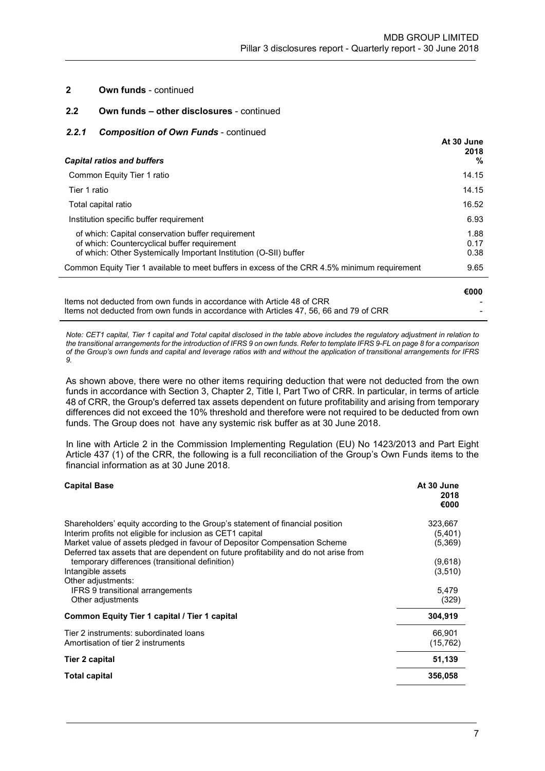## 2 Own funds - continued

### 2.2 Own funds – other disclosures - continued

#### *2.2.1 Composition of Own Funds* - continued

| *Capital ratios and buffers* | At 30 June 2018 % |
|---|---|
| Common Equity Tier 1 ratio | 14.15 |
| Tier 1 ratio | 14.15 |
| Total capital ratio | 16.52 |
| Institution specific buffer requirement | 6.93 |
| of which: Capital conservation buffer requirement | 1.88 |
| of which: Countercyclical buffer requirement | 0.17 |
| of which: Other Systemically Important Institution (O-SII) buffer | 0.38 |
| Common Equity Tier 1 available to meet buffers in excess of the CRR 4.5% minimum requirement | 9.65 |

| | €000 |
|---|---|
| Items not deducted from own funds in accordance with Article 48 of CRR | - |
| Items not deducted from own funds in accordance with Articles 47, 56, 66 and 79 of CRR | - |

*Note: CET1 capital, Tier 1 capital and Total capital disclosed in the table above includes the regulatory adjustment in relation to the transitional arrangements for the introduction of IFRS 9 on own funds. Refer to template IFRS 9-FL on page 8 for a comparison of the Group's own funds and capital and leverage ratios with and without the application of transitional arrangements for IFRS 9.*

As shown above, there were no other items requiring deduction that were not deducted from the own funds in accordance with Section 3, Chapter 2, Title I, Part Two of CRR. In particular, in terms of article 48 of CRR, the Group's deferred tax assets dependent on future profitability and arising from temporary differences did not exceed the 10% threshold and therefore were not required to be deducted from own funds. The Group does not have any systemic risk buffer as at 30 June 2018.

In line with Article 2 in the Commission Implementing Regulation (EU) No 1423/2013 and Part Eight Article 437 (1) of the CRR, the following is a full reconciliation of the Group's Own Funds items to the financial information as at 30 June 2018.

| **Capital Base** | **At 30 June 2018 €000** |
|---|---|
| Shareholders' equity according to the Group's statement of financial position | 323,667 |
| Interim profits not eligible for inclusion as CET1 capital | (5,401) |
| Market value of assets pledged in favour of Depositor Compensation Scheme | (5,369) |
| Deferred tax assets that are dependent on future profitability and do not arise from temporary differences (transitional definition) | (9,618) |
| Intangible assets | (3,510) |
| Other adjustments: | |
| IFRS 9 transitional arrangements | 5,479 |
| Other adjustments | (329) |
| **Common Equity Tier 1 capital / Tier 1 capital** | **304,919** |
| Tier 2 instruments: subordinated loans | 66,901 |
| Amortisation of tier 2 instruments | (15,762) |
| **Tier 2 capital** | **51,139** |
| **Total capital** | **356,058** |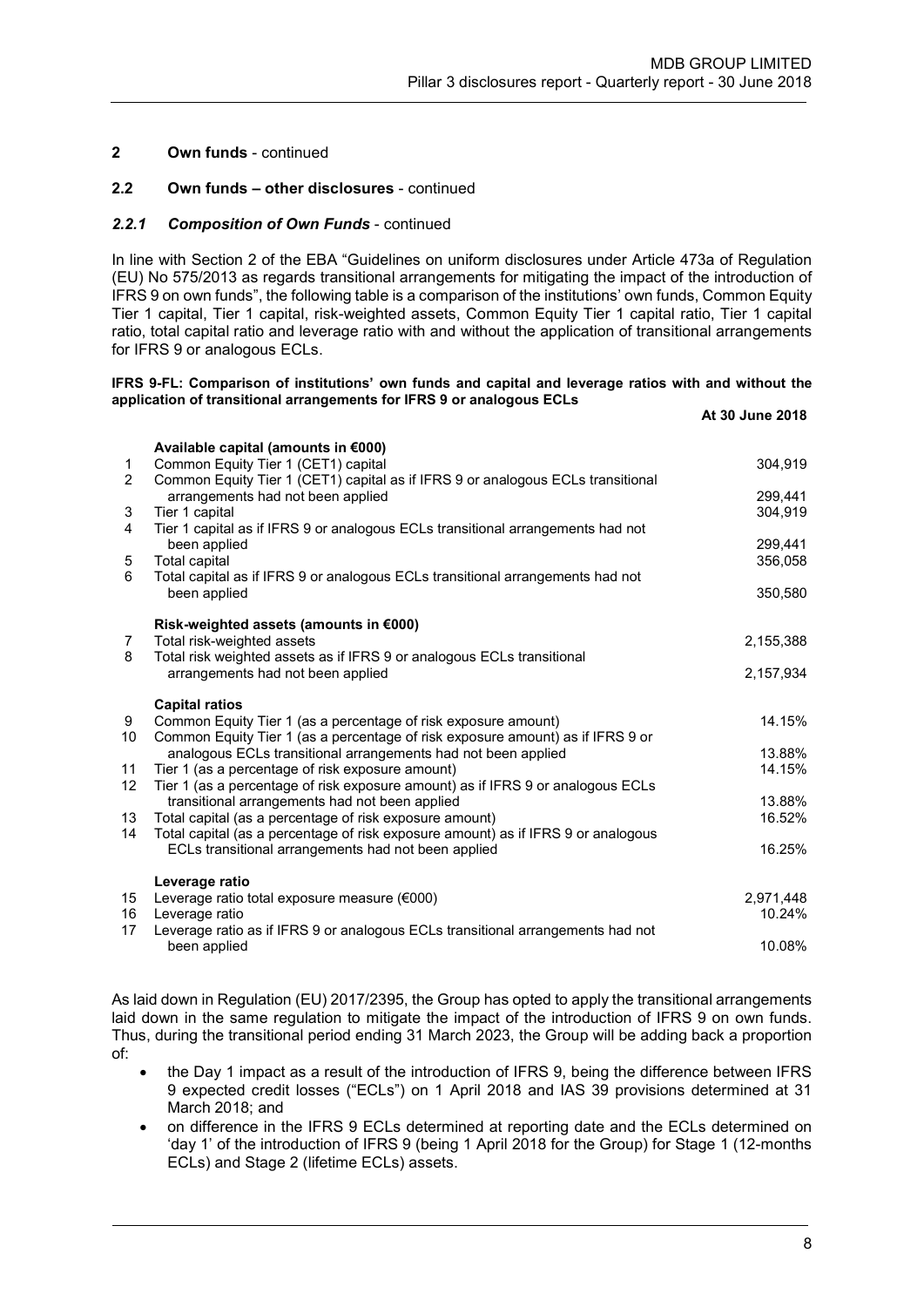## 2 Own funds - continued

### 2.2 Own funds – other disclosures - continued

#### *2.2.1 Composition of Own Funds* - continued

In line with Section 2 of the EBA "Guidelines on uniform disclosures under Article 473a of Regulation (EU) No 575/2013 as regards transitional arrangements for mitigating the impact of the introduction of IFRS 9 on own funds", the following table is a comparison of the institutions' own funds, Common Equity Tier 1 capital, Tier 1 capital, risk-weighted assets, Common Equity Tier 1 capital ratio, Tier 1 capital ratio, total capital ratio and leverage ratio with and without the application of transitional arrangements for IFRS 9 or analogous ECLs.

**IFRS 9-FL: Comparison of institutions' own funds and capital and leverage ratios with and without the application of transitional arrangements for IFRS 9 or analogous ECLs**

| | | At 30 June 2018 |
|---|---|---|
| | **Available capital (amounts in €000)** | |
| 1 | Common Equity Tier 1 (CET1) capital | 304,919 |
| 2 | Common Equity Tier 1 (CET1) capital as if IFRS 9 or analogous ECLs transitional arrangements had not been applied | 299,441 |
| 3 | Tier 1 capital | 304,919 |
| 4 | Tier 1 capital as if IFRS 9 or analogous ECLs transitional arrangements had not been applied | 299,441 |
| 5 | Total capital | 356,058 |
| 6 | Total capital as if IFRS 9 or analogous ECLs transitional arrangements had not been applied | 350,580 |
| | **Risk-weighted assets (amounts in €000)** | |
| 7 | Total risk-weighted assets | 2,155,388 |
| 8 | Total risk weighted assets as if IFRS 9 or analogous ECLs transitional arrangements had not been applied | 2,157,934 |
| | **Capital ratios** | |
| 9 | Common Equity Tier 1 (as a percentage of risk exposure amount) | 14.15% |
| 10 | Common Equity Tier 1 (as a percentage of risk exposure amount) as if IFRS 9 or analogous ECLs transitional arrangements had not been applied | 13.88% |
| 11 | Tier 1 (as a percentage of risk exposure amount) | 14.15% |
| 12 | Tier 1 (as a percentage of risk exposure amount) as if IFRS 9 or analogous ECLs transitional arrangements had not been applied | 13.88% |
| 13 | Total capital (as a percentage of risk exposure amount) | 16.52% |
| 14 | Total capital (as a percentage of risk exposure amount) as if IFRS 9 or analogous ECLs transitional arrangements had not been applied | 16.25% |
| | **Leverage ratio** | |
| 15 | Leverage ratio total exposure measure (€000) | 2,971,448 |
| 16 | Leverage ratio | 10.24% |
| 17 | Leverage ratio as if IFRS 9 or analogous ECLs transitional arrangements had not been applied | 10.08% |

As laid down in Regulation (EU) 2017/2395, the Group has opted to apply the transitional arrangements laid down in the same regulation to mitigate the impact of the introduction of IFRS 9 on own funds. Thus, during the transitional period ending 31 March 2023, the Group will be adding back a proportion of:

- the Day 1 impact as a result of the introduction of IFRS 9, being the difference between IFRS 9 expected credit losses ("ECLs") on 1 April 2018 and IAS 39 provisions determined at 31 March 2018; and
- on difference in the IFRS 9 ECLs determined at reporting date and the ECLs determined on 'day 1' of the introduction of IFRS 9 (being 1 April 2018 for the Group) for Stage 1 (12-months ECLs) and Stage 2 (lifetime ECLs) assets.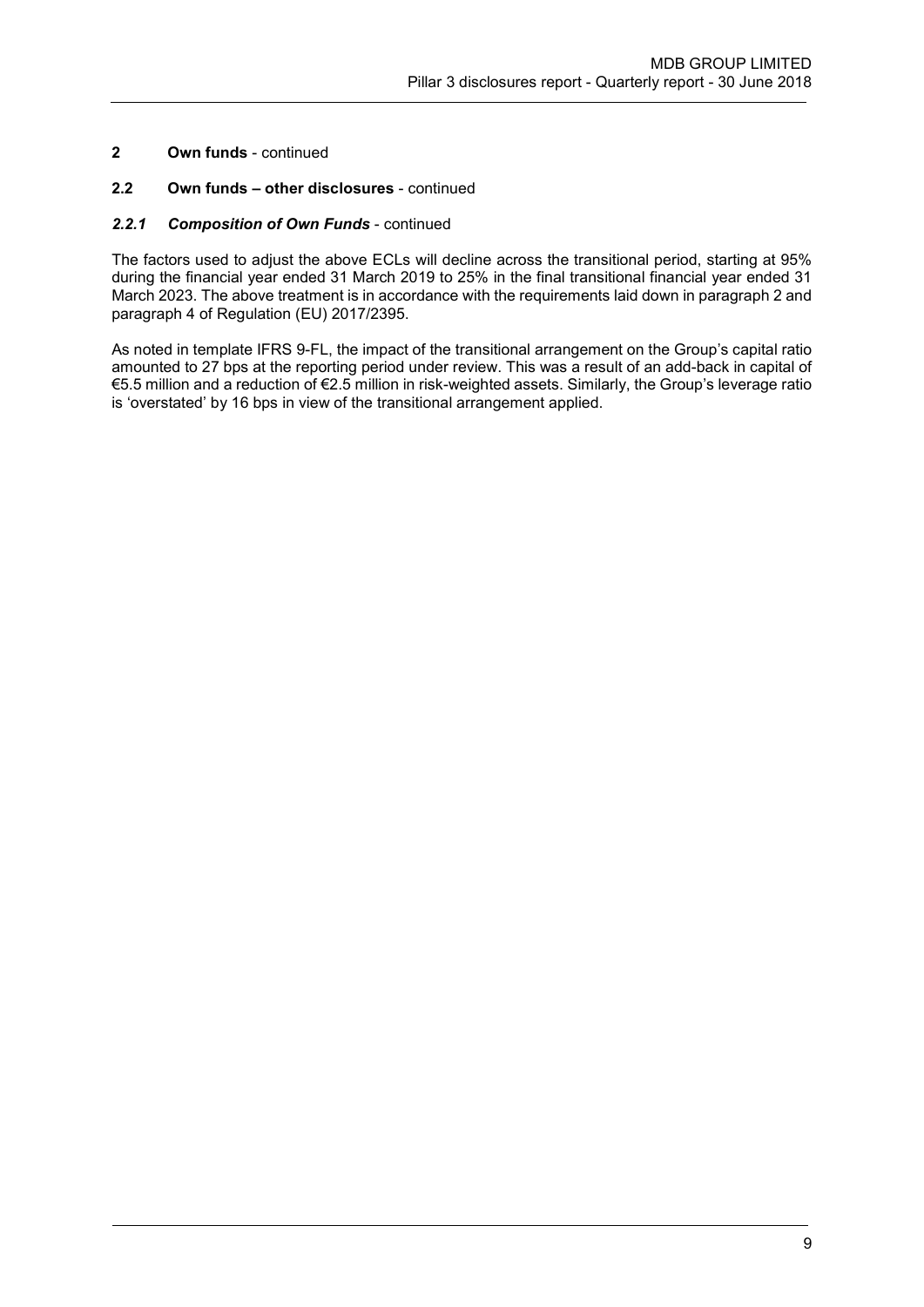## 2 Own funds - continued

### 2.2 Own funds – other disclosures - continued

#### *2.2.1 Composition of Own Funds* - continued

The factors used to adjust the above ECLs will decline across the transitional period, starting at 95% during the financial year ended 31 March 2019 to 25% in the final transitional financial year ended 31 March 2023. The above treatment is in accordance with the requirements laid down in paragraph 2 and paragraph 4 of Regulation (EU) 2017/2395.

As noted in template IFRS 9-FL, the impact of the transitional arrangement on the Group's capital ratio amounted to 27 bps at the reporting period under review. This was a result of an add-back in capital of €5.5 million and a reduction of €2.5 million in risk-weighted assets. Similarly, the Group's leverage ratio is 'overstated' by 16 bps in view of the transitional arrangement applied.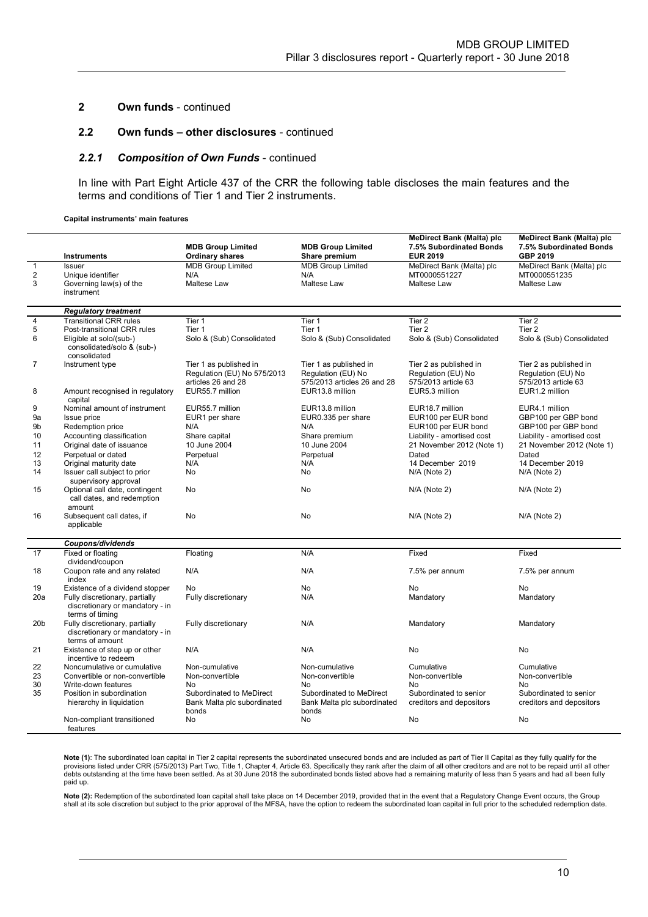## 2 Own funds - continued

### 2.2 Own funds – other disclosures - continued

#### *2.2.1 Composition of Own Funds* - continued

In line with Part Eight Article 437 of the CRR the following table discloses the main features and the terms and conditions of Tier 1 and Tier 2 instruments.

**Capital instruments' main features**

| | Instruments | MDB Group Limited Ordinary shares | MDB Group Limited Share premium | MeDirect Bank (Malta) plc 7.5% Subordinated Bonds EUR 2019 | MeDirect Bank (Malta) plc 7.5% Subordinated Bonds GBP 2019 |
|---|---|---|---|---|---|
| 1 | Issuer | MDB Group Limited | MDB Group Limited | MeDirect Bank (Malta) plc | MeDirect Bank (Malta) plc |
| 2 | Unique identifier | N/A | N/A | MT0000551227 | MT0000551235 |
| 3 | Governing law(s) of the instrument | Maltese Law | Maltese Law | Maltese Law | Maltese Law |
| | ***Regulatory treatment*** | | | | |
| 4 | Transitional CRR rules | Tier 1 | Tier 1 | Tier 2 | Tier 2 |
| 5 | Post-transitional CRR rules | Tier 1 | Tier 1 | Tier 2 | Tier 2 |
| 6 | Eligible at solo/(sub-) consolidated/solo & (sub-) consolidated | Solo & (Sub) Consolidated | Solo & (Sub) Consolidated | Solo & (Sub) Consolidated | Solo & (Sub) Consolidated |
| 7 | Instrument type | Tier 1 as published in Regulation (EU) No 575/2013 articles 26 and 28 | Tier 1 as published in Regulation (EU) No 575/2013 articles 26 and 28 | Tier 2 as published in Regulation (EU) No 575/2013 article 63 | Tier 2 as published in Regulation (EU) No 575/2013 article 63 |
| 8 | Amount recognised in regulatory capital | EUR55.7 million | EUR13.8 million | EUR5.3 million | EUR1.2 million |
| 9 | Nominal amount of instrument | EUR55.7 million | EUR13.8 million | EUR18.7 million | EUR4.1 million |
| 9a | Issue price | EUR1 per share | EUR0.335 per share | EUR100 per EUR bond | GBP100 per GBP bond |
| 9b | Redemption price | N/A | N/A | EUR100 per EUR bond | GBP100 per GBP bond |
| 10 | Accounting classification | Share capital | Share premium | Liability - amortised cost | Liability - amortised cost |
| 11 | Original date of issuance | 10 June 2004 | 10 June 2004 | 21 November 2012 (Note 1) | 21 November 2012 (Note 1) |
| 12 | Perpetual or dated | Perpetual | Perpetual | Dated | Dated |
| 13 | Original maturity date | N/A | N/A | 14 December 2019 | 14 December 2019 |
| 14 | Issuer call subject to prior supervisory approval | No | No | N/A (Note 2) | N/A (Note 2) |
| 15 | Optional call date, contingent call dates, and redemption amount | No | No | N/A (Note 2) | N/A (Note 2) |
| 16 | Subsequent call dates, if applicable | No | No | N/A (Note 2) | N/A (Note 2) |
| | ***Coupons/dividends*** | | | | |
| 17 | Fixed or floating dividend/coupon | Floating | N/A | Fixed | Fixed |
| 18 | Coupon rate and any related index | N/A | N/A | 7.5% per annum | 7.5% per annum |
| 19 | Existence of a dividend stopper | No | No | No | No |
| 20a | Fully discretionary, partially discretionary or mandatory - in terms of timing | Fully discretionary | N/A | Mandatory | Mandatory |
| 20b | Fully discretionary, partially discretionary or mandatory - in terms of amount | Fully discretionary | N/A | Mandatory | Mandatory |
| 21 | Existence of step up or other incentive to redeem | N/A | N/A | No | No |
| 22 | Noncumulative or cumulative | Non-cumulative | Non-cumulative | Cumulative | Cumulative |
| 23 | Convertible or non-convertible | Non-convertible | Non-convertible | Non-convertible | Non-convertible |
| 30 | Write-down features | No | No | No | No |
| 35 | Position in subordination hierarchy in liquidation | Subordinated to MeDirect Bank Malta plc subordinated bonds | Subordinated to MeDirect Bank Malta plc subordinated bonds | Subordinated to senior creditors and depositors | Subordinated to senior creditors and depositors |
| | Non-compliant transitioned features | No | No | No | No |

**Note (1)**: The subordinated loan capital in Tier 2 capital represents the subordinated unsecured bonds and are included as part of Tier II Capital as they fully qualify for the provisions listed under CRR (575/2013) Part Two, Title 1, Chapter 4, Article 63. Specifically they rank after the claim of all other creditors and are not to be repaid until all other debts outstanding at the time have been settled. As at 30 June 2018 the subordinated bonds listed above had a remaining maturity of less than 5 years and had all been fully paid up.

**Note (2):** Redemption of the subordinated loan capital shall take place on 14 December 2019, provided that in the event that a Regulatory Change Event occurs, the Group shall at its sole discretion but subject to the prior approval of the MFSA, have the option to redeem the subordinated loan capital in full prior to the scheduled redemption date.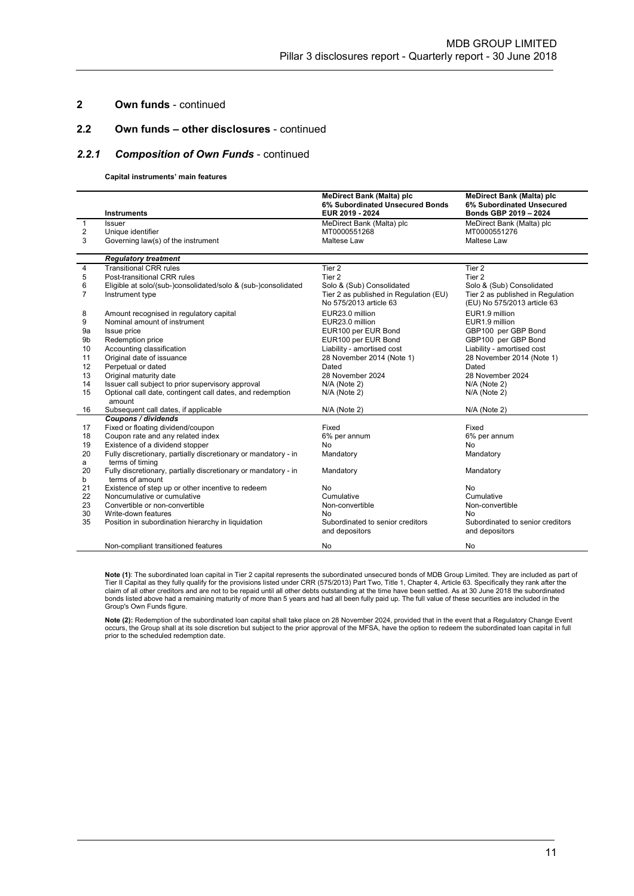## 2 Own funds - continued

### 2.2 Own funds – other disclosures - continued

#### *2.2.1 Composition of Own Funds* - continued

**Capital instruments' main features**

| | **Instruments** | **MeDirect Bank (Malta) plc 6% Subordinated Unsecured Bonds EUR 2019 - 2024** | **MeDirect Bank (Malta) plc 6% Subordinated Unsecured Bonds GBP 2019 – 2024** |
|---|---|---|---|
| 1 | Issuer | MeDirect Bank (Malta) plc | MeDirect Bank (Malta) plc |
| 2 | Unique identifier | MT0000551268 | MT0000551276 |
| 3 | Governing law(s) of the instrument | Maltese Law | Maltese Law |
| | ***Regulatory treatment*** | | |
| 4 | Transitional CRR rules | Tier 2 | Tier 2 |
| 5 | Post-transitional CRR rules | Tier 2 | Tier 2 |
| 6 | Eligible at solo/(sub-)consolidated/solo & (sub-)consolidated | Solo & (Sub) Consolidated | Solo & (Sub) Consolidated |
| 7 | Instrument type | Tier 2 as published in Regulation (EU) No 575/2013 article 63 | Tier 2 as published in Regulation (EU) No 575/2013 article 63 |
| 8 | Amount recognised in regulatory capital | EUR23.0 million | EUR1.9 million |
| 9 | Nominal amount of instrument | EUR23.0 million | EUR1.9 million |
| 9a | Issue price | EUR100 per EUR Bond | GBP100 per GBP Bond |
| 9b | Redemption price | EUR100 per EUR Bond | GBP100 per GBP Bond |
| 10 | Accounting classification | Liability - amortised cost | Liability - amortised cost |
| 11 | Original date of issuance | 28 November 2014 (Note 1) | 28 November 2014 (Note 1) |
| 12 | Perpetual or dated | Dated | Dated |
| 13 | Original maturity date | 28 November 2024 | 28 November 2024 |
| 14 | Issuer call subject to prior supervisory approval | N/A (Note 2) | N/A (Note 2) |
| 15 | Optional call date, contingent call dates, and redemption amount | N/A (Note 2) | N/A (Note 2) |
| 16 | Subsequent call dates, if applicable | N/A (Note 2) | N/A (Note 2) |
| | ***Coupons / dividends*** | | |
| 17 | Fixed or floating dividend/coupon | Fixed | Fixed |
| 18 | Coupon rate and any related index | 6% per annum | 6% per annum |
| 19 | Existence of a dividend stopper | No | No |
| 20a | Fully discretionary, partially discretionary or mandatory - in terms of timing | Mandatory | Mandatory |
| 20b | Fully discretionary, partially discretionary or mandatory - in terms of amount | Mandatory | Mandatory |
| 21 | Existence of step up or other incentive to redeem | No | No |
| 22 | Noncumulative or cumulative | Cumulative | Cumulative |
| 23 | Convertible or non-convertible | Non-convertible | Non-convertible |
| 30 | Write-down features | No | No |
| 35 | Position in subordination hierarchy in liquidation | Subordinated to senior creditors and depositors | Subordinated to senior creditors and depositors |
| | Non-compliant transitioned features | No | No |

**Note (1)**: The subordinated loan capital in Tier 2 capital represents the subordinated unsecured bonds of MDB Group Limited. They are included as part of Tier II Capital as they fully qualify for the provisions listed under CRR (575/2013) Part Two, Title 1, Chapter 4, Article 63. Specifically they rank after the claim of all other creditors and are not to be repaid until all other debts outstanding at the time have been settled. As at 30 June 2018 the subordinated bonds listed above had a remaining maturity of more than 5 years and had all been fully paid up. The full value of these securities are included in the Group's Own Funds figure.

**Note (2):** Redemption of the subordinated loan capital shall take place on 28 November 2024, provided that in the event that a Regulatory Change Event occurs, the Group shall at its sole discretion but subject to the prior approval of the MFSA, have the option to redeem the subordinated loan capital in full prior to the scheduled redemption date.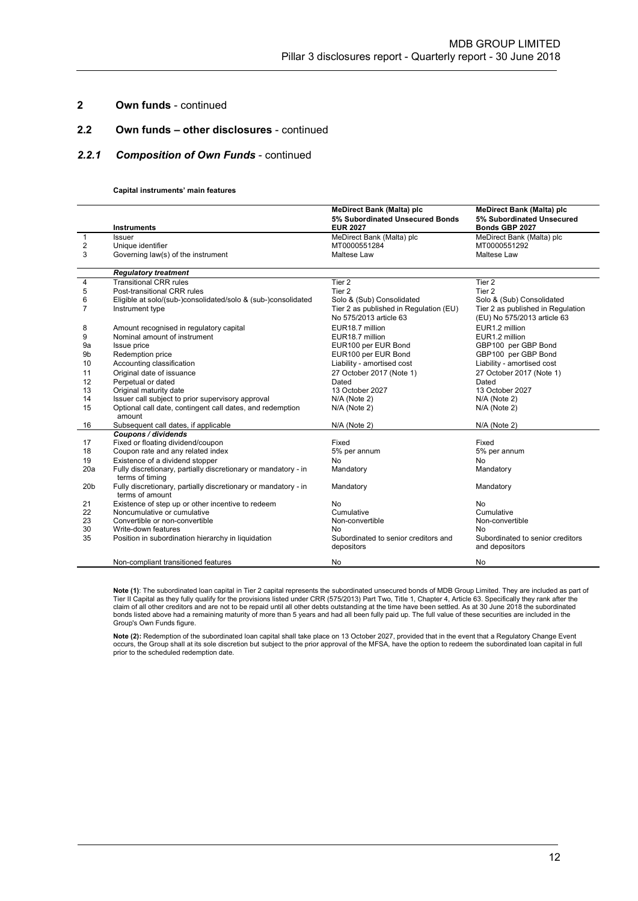## 2 Own funds - continued

### 2.2 Own funds – other disclosures - continued

### *2.2.1 Composition of Own Funds - continued*

**Capital instruments' main features**

| | **Instruments** | **MeDirect Bank (Malta) plc 5% Subordinated Unsecured Bonds EUR 2027** | **MeDirect Bank (Malta) plc 5% Subordinated Unsecured Bonds GBP 2027** |
|---|---|---|---|
| 1 | Issuer | MeDirect Bank (Malta) plc | MeDirect Bank (Malta) plc |
| 2 | Unique identifier | MT0000551284 | MT0000551292 |
| 3 | Governing law(s) of the instrument | Maltese Law | Maltese Law |
| | ***Regulatory treatment*** | | |
| 4 | Transitional CRR rules | Tier 2 | Tier 2 |
| 5 | Post-transitional CRR rules | Tier 2 | Tier 2 |
| 6 | Eligible at solo/(sub-)consolidated/solo & (sub-)consolidated | Solo & (Sub) Consolidated | Solo & (Sub) Consolidated |
| 7 | Instrument type | Tier 2 as published in Regulation (EU) No 575/2013 article 63 | Tier 2 as published in Regulation (EU) No 575/2013 article 63 |
| 8 | Amount recognised in regulatory capital | EUR18.7 million | EUR1.2 million |
| 9 | Nominal amount of instrument | EUR18.7 million | EUR1.2 million |
| 9a | Issue price | EUR100 per EUR Bond | GBP100 per GBP Bond |
| 9b | Redemption price | EUR100 per EUR Bond | GBP100 per GBP Bond |
| 10 | Accounting classification | Liability - amortised cost | Liability - amortised cost |
| 11 | Original date of issuance | 27 October 2017 (Note 1) | 27 October 2017 (Note 1) |
| 12 | Perpetual or dated | Dated | Dated |
| 13 | Original maturity date | 13 October 2027 | 13 October 2027 |
| 14 | Issuer call subject to prior supervisory approval | N/A (Note 2) | N/A (Note 2) |
| 15 | Optional call date, contingent call dates, and redemption amount | N/A (Note 2) | N/A (Note 2) |
| 16 | Subsequent call dates, if applicable | N/A (Note 2) | N/A (Note 2) |
| | ***Coupons / dividends*** | | |
| 17 | Fixed or floating dividend/coupon | Fixed | Fixed |
| 18 | Coupon rate and any related index | 5% per annum | 5% per annum |
| 19 | Existence of a dividend stopper | No | No |
| 20a | Fully discretionary, partially discretionary or mandatory - in terms of timing | Mandatory | Mandatory |
| 20b | Fully discretionary, partially discretionary or mandatory - in terms of amount | Mandatory | Mandatory |
| 21 | Existence of step up or other incentive to redeem | No | No |
| 22 | Noncumulative or cumulative | Cumulative | Cumulative |
| 23 | Convertible or non-convertible | Non-convertible | Non-convertible |
| 30 | Write-down features | No | No |
| 35 | Position in subordination hierarchy in liquidation | Subordinated to senior creditors and depositors | Subordinated to senior creditors and depositors |
| | Non-compliant transitioned features | No | No |

**Note (1)**: The subordinated loan capital in Tier 2 capital represents the subordinated unsecured bonds of MDB Group Limited. They are included as part of Tier II Capital as they fully qualify for the provisions listed under CRR (575/2013) Part Two, Title 1, Chapter 4, Article 63. Specifically they rank after the claim of all other creditors and are not to be repaid until all other debts outstanding at the time have been settled. As at 30 June 2018 the subordinated bonds listed above had a remaining maturity of more than 5 years and had all been fully paid up. The full value of these securities are included in the Group's Own Funds figure.

**Note (2):** Redemption of the subordinated loan capital shall take place on 13 October 2027, provided that in the event that a Regulatory Change Event occurs, the Group shall at its sole discretion but subject to the prior approval of the MFSA, have the option to redeem the subordinated loan capital in full prior to the scheduled redemption date.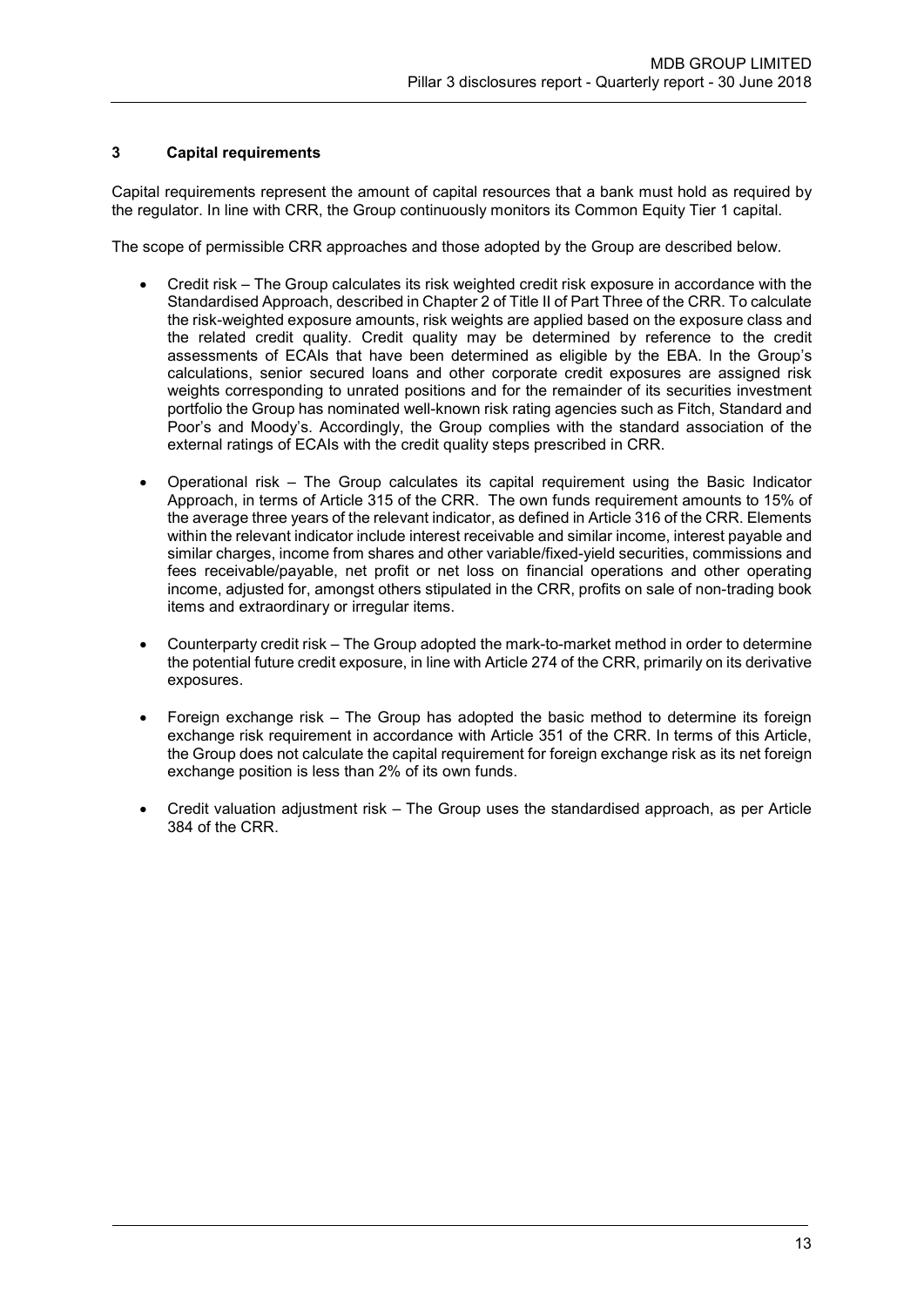## 3 Capital requirements

Capital requirements represent the amount of capital resources that a bank must hold as required by the regulator. In line with CRR, the Group continuously monitors its Common Equity Tier 1 capital.

The scope of permissible CRR approaches and those adopted by the Group are described below.

- Credit risk – The Group calculates its risk weighted credit risk exposure in accordance with the Standardised Approach, described in Chapter 2 of Title II of Part Three of the CRR. To calculate the risk-weighted exposure amounts, risk weights are applied based on the exposure class and the related credit quality. Credit quality may be determined by reference to the credit assessments of ECAIs that have been determined as eligible by the EBA. In the Group's calculations, senior secured loans and other corporate credit exposures are assigned risk weights corresponding to unrated positions and for the remainder of its securities investment portfolio the Group has nominated well-known risk rating agencies such as Fitch, Standard and Poor's and Moody's. Accordingly, the Group complies with the standard association of the external ratings of ECAIs with the credit quality steps prescribed in CRR.

- Operational risk – The Group calculates its capital requirement using the Basic Indicator Approach, in terms of Article 315 of the CRR. The own funds requirement amounts to 15% of the average three years of the relevant indicator, as defined in Article 316 of the CRR. Elements within the relevant indicator include interest receivable and similar income, interest payable and similar charges, income from shares and other variable/fixed-yield securities, commissions and fees receivable/payable, net profit or net loss on financial operations and other operating income, adjusted for, amongst others stipulated in the CRR, profits on sale of non-trading book items and extraordinary or irregular items.

- Counterparty credit risk – The Group adopted the mark-to-market method in order to determine the potential future credit exposure, in line with Article 274 of the CRR, primarily on its derivative exposures.

- Foreign exchange risk – The Group has adopted the basic method to determine its foreign exchange risk requirement in accordance with Article 351 of the CRR. In terms of this Article, the Group does not calculate the capital requirement for foreign exchange risk as its net foreign exchange position is less than 2% of its own funds.

- Credit valuation adjustment risk – The Group uses the standardised approach, as per Article 384 of the CRR.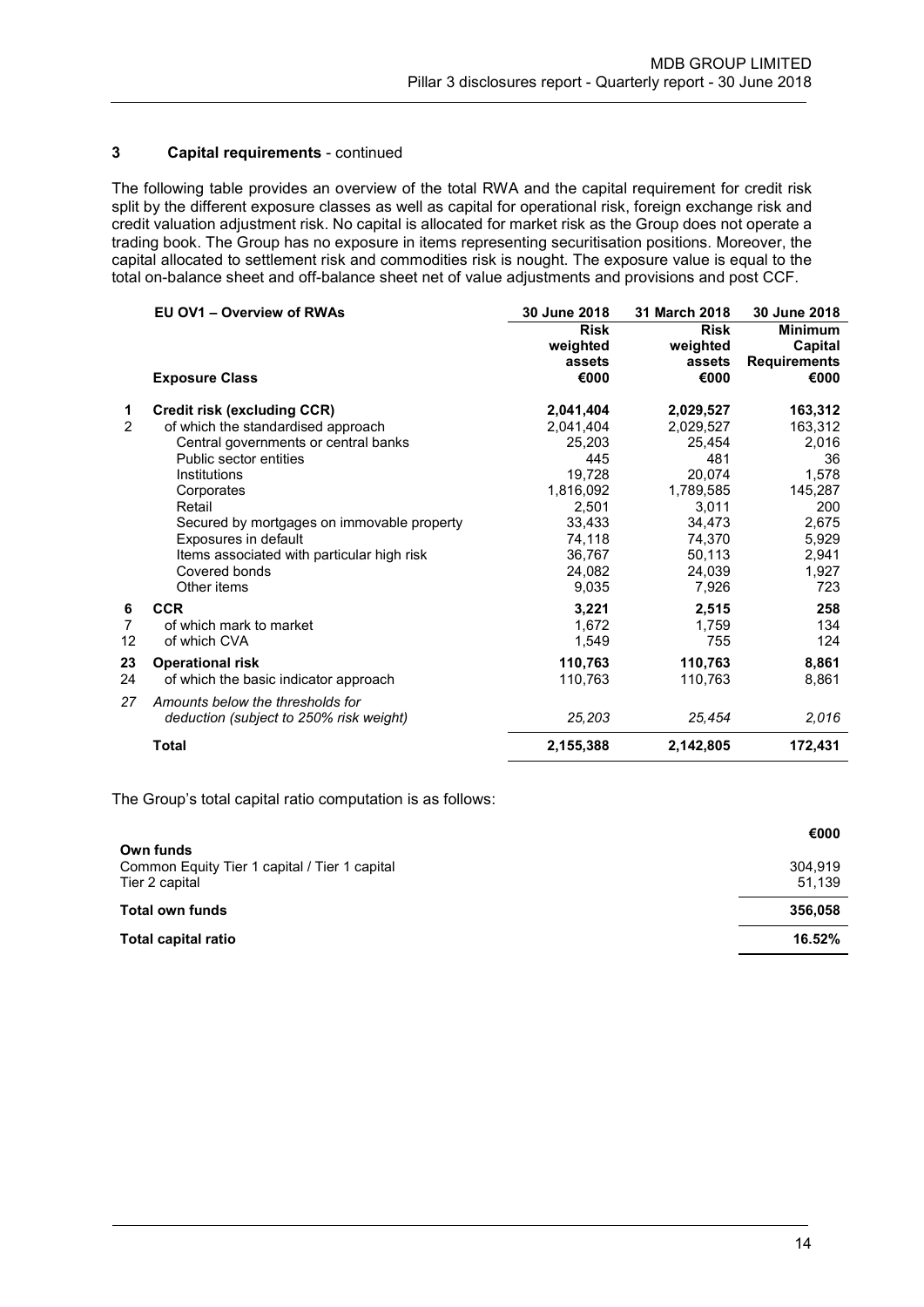## 3 Capital requirements - continued

The following table provides an overview of the total RWA and the capital requirement for credit risk split by the different exposure classes as well as capital for operational risk, foreign exchange risk and credit valuation adjustment risk. No capital is allocated for market risk as the Group does not operate a trading book. The Group has no exposure in items representing securitisation positions. Moreover, the capital allocated to settlement risk and commodities risk is nought. The exposure value is equal to the total on-balance sheet and off-balance sheet net of value adjustments and provisions and post CCF.

| | EU OV1 – Overview of RWAs | 30 June 2018 | 31 March 2018 | 30 June 2018 |
|---|---|---|---|---|
| | | Risk weighted assets | Risk weighted assets | Minimum Capital Requirements |
| | **Exposure Class** | €000 | €000 | €000 |
| **1** | **Credit risk (excluding CCR)** | **2,041,404** | **2,029,527** | **163,312** |
| 2 | of which the standardised approach | 2,041,404 | 2,029,527 | 163,312 |
| | Central governments or central banks | 25,203 | 25,454 | 2,016 |
| | Public sector entities | 445 | 481 | 36 |
| | Institutions | 19,728 | 20,074 | 1,578 |
| | Corporates | 1,816,092 | 1,789,585 | 145,287 |
| | Retail | 2,501 | 3,011 | 200 |
| | Secured by mortgages on immovable property | 33,433 | 34,473 | 2,675 |
| | Exposures in default | 74,118 | 74,370 | 5,929 |
| | Items associated with particular high risk | 36,767 | 50,113 | 2,941 |
| | Covered bonds | 24,082 | 24,039 | 1,927 |
| | Other items | 9,035 | 7,926 | 723 |
| **6** | **CCR** | **3,221** | **2,515** | **258** |
| 7 | of which mark to market | 1,672 | 1,759 | 134 |
| 12 | of which CVA | 1,549 | 755 | 124 |
| **23** | **Operational risk** | **110,763** | **110,763** | **8,861** |
| 24 | of which the basic indicator approach | 110,763 | 110,763 | 8,861 |
| *27* | *Amounts below the thresholds for deduction (subject to 250% risk weight)* | *25,203* | *25,454* | *2,016* |
| | **Total** | **2,155,388** | **2,142,805** | **172,431** |

The Group's total capital ratio computation is as follows:

| | €000 |
|---|---|
| **Own funds** | |
| Common Equity Tier 1 capital / Tier 1 capital | 304,919 |
| Tier 2 capital | 51,139 |
| **Total own funds** | **356,058** |
| **Total capital ratio** | **16.52%** |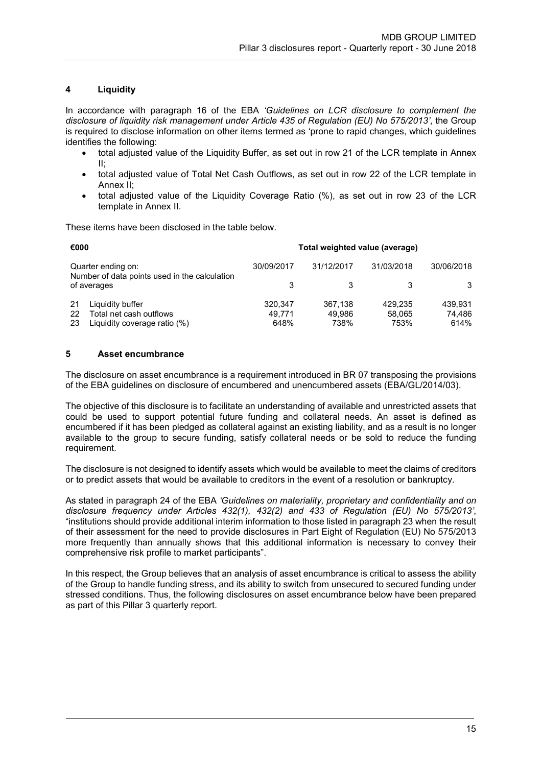## 4 Liquidity

In accordance with paragraph 16 of the EBA *'Guidelines on LCR disclosure to complement the disclosure of liquidity risk management under Article 435 of Regulation (EU) No 575/2013'*, the Group is required to disclose information on other items termed as 'prone to rapid changes, which guidelines identifies the following:

- total adjusted value of the Liquidity Buffer, as set out in row 21 of the LCR template in Annex II;
- total adjusted value of Total Net Cash Outflows, as set out in row 22 of the LCR template in Annex II;
- total adjusted value of the Liquidity Coverage Ratio (%), as set out in row 23 of the LCR template in Annex II.

These items have been disclosed in the table below.

| €000 | | Total weighted value (average) | | | |
|---|---|---|---|---|---|
| Quarter ending on: | | 30/09/2017 | 31/12/2017 | 31/03/2018 | 30/06/2018 |
| Number of data points used in the calculation of averages | | 3 | 3 | 3 | 3 |
| 21 | Liquidity buffer | 320,347 | 367,138 | 429,235 | 439,931 |
| 22 | Total net cash outflows | 49,771 | 49,986 | 58,065 | 74,486 |
| 23 | Liquidity coverage ratio (%) | 648% | 738% | 753% | 614% |

## 5 Asset encumbrance

The disclosure on asset encumbrance is a requirement introduced in BR 07 transposing the provisions of the EBA guidelines on disclosure of encumbered and unencumbered assets (EBA/GL/2014/03).

The objective of this disclosure is to facilitate an understanding of available and unrestricted assets that could be used to support potential future funding and collateral needs. An asset is defined as encumbered if it has been pledged as collateral against an existing liability, and as a result is no longer available to the group to secure funding, satisfy collateral needs or be sold to reduce the funding requirement.

The disclosure is not designed to identify assets which would be available to meet the claims of creditors or to predict assets that would be available to creditors in the event of a resolution or bankruptcy.

As stated in paragraph 24 of the EBA *'Guidelines on materiality, proprietary and confidentiality and on disclosure frequency under Articles 432(1), 432(2) and 433 of Regulation (EU) No 575/2013'*, "institutions should provide additional interim information to those listed in paragraph 23 when the result of their assessment for the need to provide disclosures in Part Eight of Regulation (EU) No 575/2013 more frequently than annually shows that this additional information is necessary to convey their comprehensive risk profile to market participants".

In this respect, the Group believes that an analysis of asset encumbrance is critical to assess the ability of the Group to handle funding stress, and its ability to switch from unsecured to secured funding under stressed conditions. Thus, the following disclosures on asset encumbrance below have been prepared as part of this Pillar 3 quarterly report.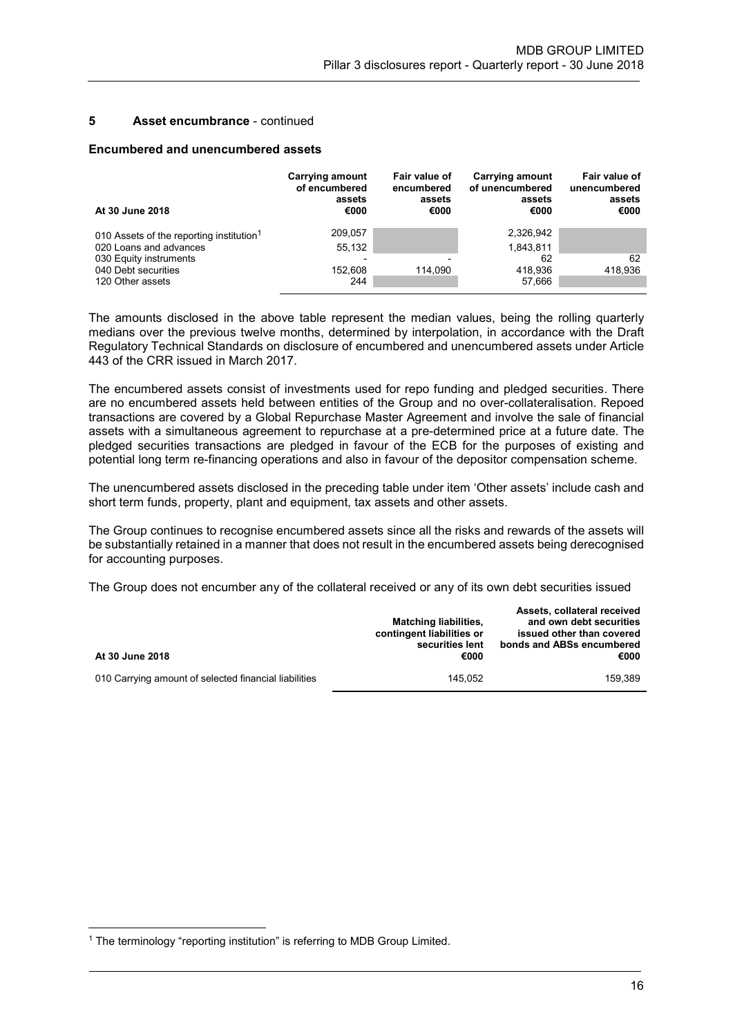## 5 Asset encumbrance - continued

### Encumbered and unencumbered assets

| At 30 June 2018 | Carrying amount of encumbered assets €000 | Fair value of encumbered assets €000 | Carrying amount of unencumbered assets €000 | Fair value of unencumbered assets €000 |
|---|---|---|---|---|
| 010 Assets of the reporting institution[1] | 209,057 | | 2,326,942 | |
| 020 Loans and advances | 55,132 | | 1,843,811 | |
| 030 Equity instruments | - | - | 62 | 62 |
| 040 Debt securities | 152,608 | 114,090 | 418,936 | 418,936 |
| 120 Other assets | 244 | | 57,666 | |

The amounts disclosed in the above table represent the median values, being the rolling quarterly medians over the previous twelve months, determined by interpolation, in accordance with the Draft Regulatory Technical Standards on disclosure of encumbered and unencumbered assets under Article 443 of the CRR issued in March 2017.

The encumbered assets consist of investments used for repo funding and pledged securities. There are no encumbered assets held between entities of the Group and no over-collateralisation. Repoed transactions are covered by a Global Repurchase Master Agreement and involve the sale of financial assets with a simultaneous agreement to repurchase at a pre-determined price at a future date. The pledged securities transactions are pledged in favour of the ECB for the purposes of existing and potential long term re-financing operations and also in favour of the depositor compensation scheme.

The unencumbered assets disclosed in the preceding table under item 'Other assets' include cash and short term funds, property, plant and equipment, tax assets and other assets.

The Group continues to recognise encumbered assets since all the risks and rewards of the assets will be substantially retained in a manner that does not result in the encumbered assets being derecognised for accounting purposes.

The Group does not encumber any of the collateral received or any of its own debt securities issued

| At 30 June 2018 | Matching liabilities, contingent liabilities or securities lent €000 | Assets, collateral received and own debt securities issued other than covered bonds and ABSs encumbered €000 |
|---|---|---|
| 010 Carrying amount of selected financial liabilities | 145,052 | 159,389 |

[1] The terminology "reporting institution" is referring to MDB Group Limited.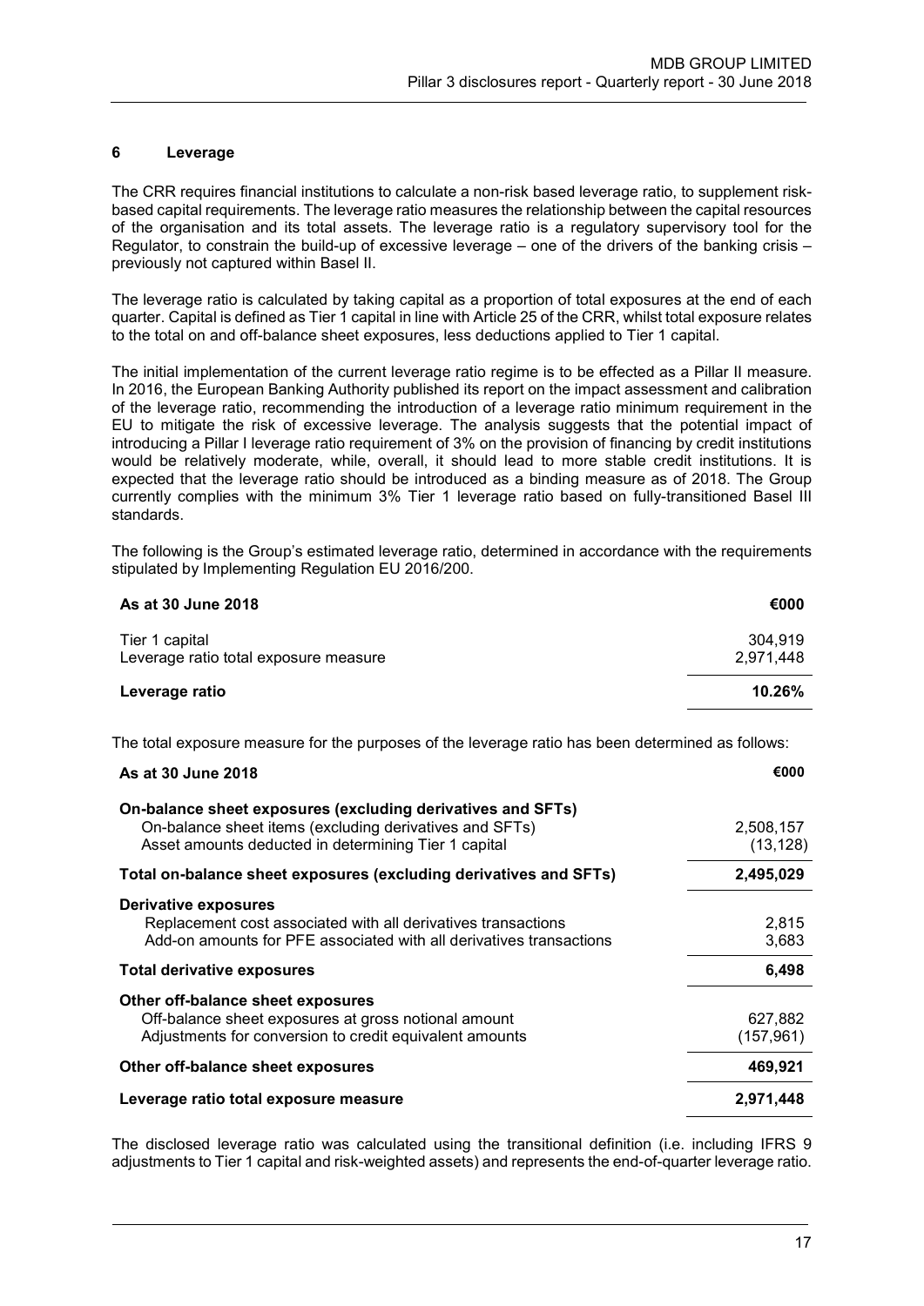## 6 Leverage

The CRR requires financial institutions to calculate a non-risk based leverage ratio, to supplement risk-based capital requirements. The leverage ratio measures the relationship between the capital resources of the organisation and its total assets. The leverage ratio is a regulatory supervisory tool for the Regulator, to constrain the build-up of excessive leverage – one of the drivers of the banking crisis – previously not captured within Basel II.

The leverage ratio is calculated by taking capital as a proportion of total exposures at the end of each quarter. Capital is defined as Tier 1 capital in line with Article 25 of the CRR, whilst total exposure relates to the total on and off-balance sheet exposures, less deductions applied to Tier 1 capital.

The initial implementation of the current leverage ratio regime is to be effected as a Pillar II measure. In 2016, the European Banking Authority published its report on the impact assessment and calibration of the leverage ratio, recommending the introduction of a leverage ratio minimum requirement in the EU to mitigate the risk of excessive leverage. The analysis suggests that the potential impact of introducing a Pillar I leverage ratio requirement of 3% on the provision of financing by credit institutions would be relatively moderate, while, overall, it should lead to more stable credit institutions. It is expected that the leverage ratio should be introduced as a binding measure as of 2018. The Group currently complies with the minimum 3% Tier 1 leverage ratio based on fully-transitioned Basel III standards.

The following is the Group's estimated leverage ratio, determined in accordance with the requirements stipulated by Implementing Regulation EU 2016/200.

| **As at 30 June 2018** | **€000** |
|---|---|
| Tier 1 capital | 304,919 |
| Leverage ratio total exposure measure | 2,971,448 |
| **Leverage ratio** | **10.26%** |

The total exposure measure for the purposes of the leverage ratio has been determined as follows:

| **As at 30 June 2018** | **€000** |
|---|---|
| **On-balance sheet exposures (excluding derivatives and SFTs)** | |
| On-balance sheet items (excluding derivatives and SFTs) | 2,508,157 |
| Asset amounts deducted in determining Tier 1 capital | (13,128) |
| **Total on-balance sheet exposures (excluding derivatives and SFTs)** | **2,495,029** |
| **Derivative exposures** | |
| Replacement cost associated with all derivatives transactions | 2,815 |
| Add-on amounts for PFE associated with all derivatives transactions | 3,683 |
| **Total derivative exposures** | **6,498** |
| **Other off-balance sheet exposures** | |
| Off-balance sheet exposures at gross notional amount | 627,882 |
| Adjustments for conversion to credit equivalent amounts | (157,961) |
| **Other off-balance sheet exposures** | **469,921** |
| **Leverage ratio total exposure measure** | **2,971,448** |

The disclosed leverage ratio was calculated using the transitional definition (i.e. including IFRS 9 adjustments to Tier 1 capital and risk-weighted assets) and represents the end-of-quarter leverage ratio.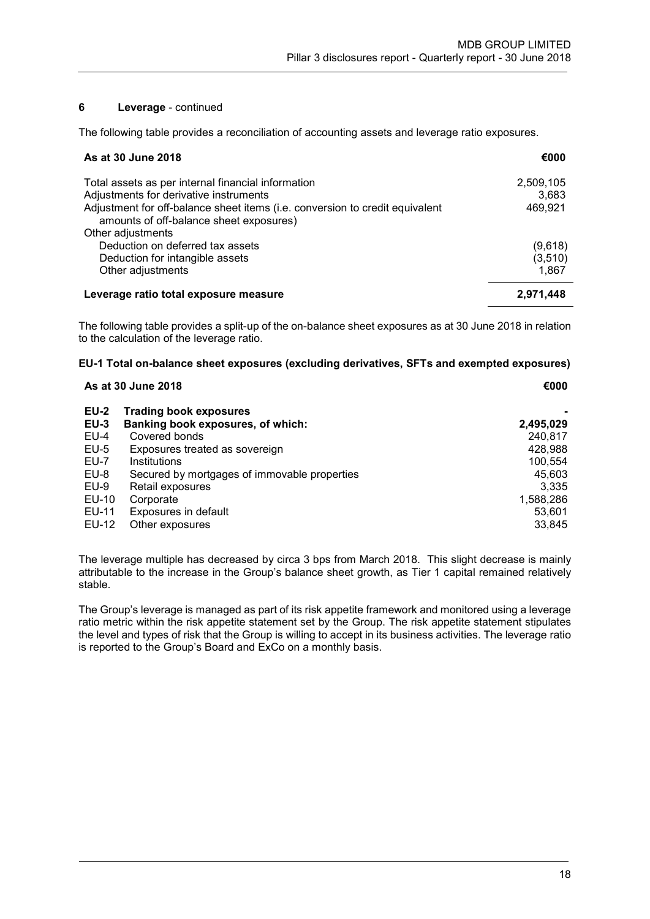## 6 Leverage - continued

The following table provides a reconciliation of accounting assets and leverage ratio exposures.

| As at 30 June 2018 | €000 |
|---|---|
| Total assets as per internal financial information | 2,509,105 |
| Adjustments for derivative instruments | 3,683 |
| Adjustment for off-balance sheet items (i.e. conversion to credit equivalent amounts of off-balance sheet exposures) | 469,921 |
| Other adjustments | |
| Deduction on deferred tax assets | (9,618) |
| Deduction for intangible assets | (3,510) |
| Other adjustments | 1,867 |
| **Leverage ratio total exposure measure** | **2,971,448** |

The following table provides a split-up of the on-balance sheet exposures as at 30 June 2018 in relation to the calculation of the leverage ratio.

**EU-1 Total on-balance sheet exposures (excluding derivatives, SFTs and exempted exposures)**

| | As at 30 June 2018 | €000 |
|---|---|---|
| **EU-2** | **Trading book exposures** | **-** |
| **EU-3** | **Banking book exposures, of which:** | **2,495,029** |
| EU-4 | Covered bonds | 240,817 |
| EU-5 | Exposures treated as sovereign | 428,988 |
| EU-7 | Institutions | 100,554 |
| EU-8 | Secured by mortgages of immovable properties | 45,603 |
| EU-9 | Retail exposures | 3,335 |
| EU-10 | Corporate | 1,588,286 |
| EU-11 | Exposures in default | 53,601 |
| EU-12 | Other exposures | 33,845 |

The leverage multiple has decreased by circa 3 bps from March 2018. This slight decrease is mainly attributable to the increase in the Group's balance sheet growth, as Tier 1 capital remained relatively stable.

The Group's leverage is managed as part of its risk appetite framework and monitored using a leverage ratio metric within the risk appetite statement set by the Group. The risk appetite statement stipulates the level and types of risk that the Group is willing to accept in its business activities. The leverage ratio is reported to the Group's Board and ExCo on a monthly basis.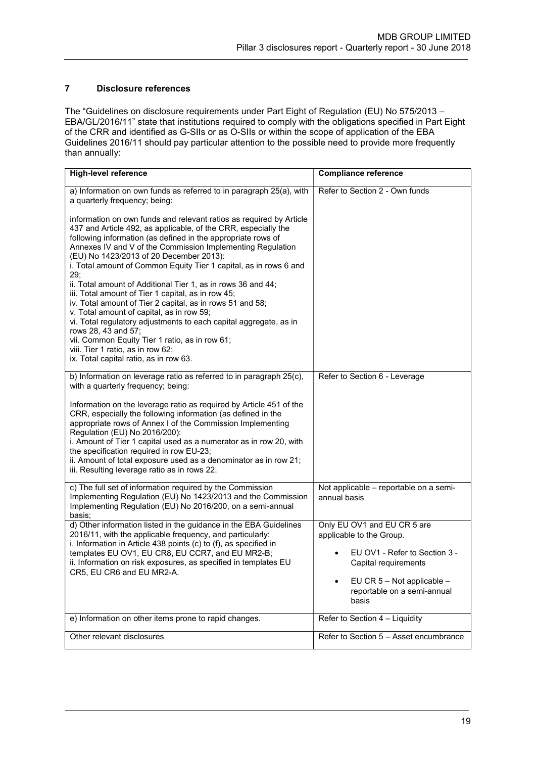## 7 Disclosure references

The "Guidelines on disclosure requirements under Part Eight of Regulation (EU) No 575/2013 – EBA/GL/2016/11" state that institutions required to comply with the obligations specified in Part Eight of the CRR and identified as G-SIIs or as O-SIIs or within the scope of application of the EBA Guidelines 2016/11 should pay particular attention to the possible need to provide more frequently than annually:

| High-level reference | Compliance reference |
|---|---|
| a) Information on own funds as referred to in paragraph 25(a), with a quarterly frequency; being:<br><br>information on own funds and relevant ratios as required by Article 437 and Article 492, as applicable, of the CRR, especially the following information (as defined in the appropriate rows of Annexes IV and V of the Commission Implementing Regulation (EU) No 1423/2013 of 20 December 2013):<br>i. Total amount of Common Equity Tier 1 capital, as in rows 6 and 29;<br>ii. Total amount of Additional Tier 1, as in rows 36 and 44;<br>iii. Total amount of Tier 1 capital, as in row 45;<br>iv. Total amount of Tier 2 capital, as in rows 51 and 58;<br>v. Total amount of capital, as in row 59;<br>vi. Total regulatory adjustments to each capital aggregate, as in rows 28, 43 and 57;<br>vii. Common Equity Tier 1 ratio, as in row 61;<br>viii. Tier 1 ratio, as in row 62;<br>ix. Total capital ratio, as in row 63. | Refer to Section 2 - Own funds |
| b) Information on leverage ratio as referred to in paragraph 25(c), with a quarterly frequency; being:<br><br>Information on the leverage ratio as required by Article 451 of the CRR, especially the following information (as defined in the appropriate rows of Annex I of the Commission Implementing Regulation (EU) No 2016/200):<br>i. Amount of Tier 1 capital used as a numerator as in row 20, with the specification required in row EU-23;<br>ii. Amount of total exposure used as a denominator as in row 21;<br>iii. Resulting leverage ratio as in rows 22. | Refer to Section 6 - Leverage |
| c) The full set of information required by the Commission Implementing Regulation (EU) No 1423/2013 and the Commission Implementing Regulation (EU) No 2016/200, on a semi-annual basis; | Not applicable – reportable on a semi-annual basis |
| d) Other information listed in the guidance in the EBA Guidelines 2016/11, with the applicable frequency, and particularly:<br>i. Information in Article 438 points (c) to (f), as specified in templates EU OV1, EU CR8, EU CCR7, and EU MR2-B;<br>ii. Information on risk exposures, as specified in templates EU CR5, EU CR6 and EU MR2-A. | Only EU OV1 and EU CR 5 are applicable to the Group.<br><br>• EU OV1 - Refer to Section 3 - Capital requirements<br>• EU CR 5 – Not applicable – reportable on a semi-annual basis |
| e) Information on other items prone to rapid changes. | Refer to Section 4 – Liquidity |
| Other relevant disclosures | Refer to Section 5 – Asset encumbrance |